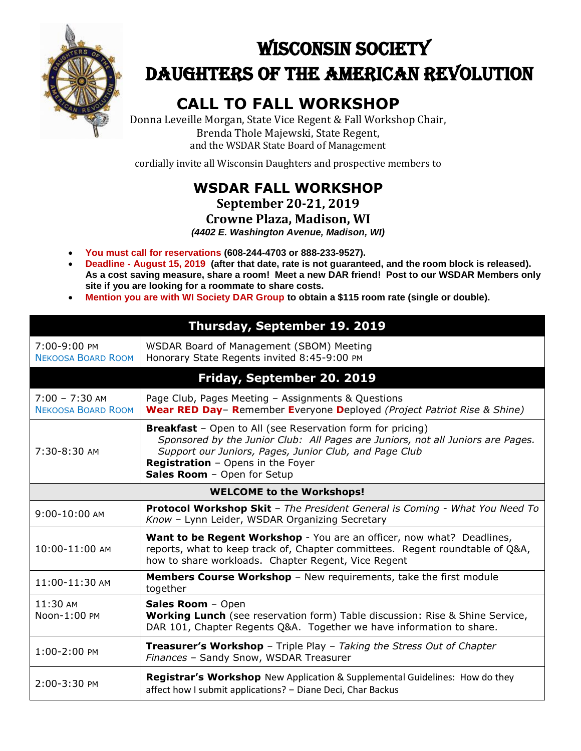# Wisconsin Society
# Daughters of the American Revolution

## CALL TO FALL WORKSHOP

Donna Leveille Morgan, State Vice Regent & Fall Workshop Chair,
Brenda Thole Majewski, State Regent,
and the WSDAR State Board of Management

cordially invite all Wisconsin Daughters and prospective members to

## WSDAR FALL WORKSHOP

**September 20-21, 2019**

**Crowne Plaza, Madison, WI**

***(4402 E. Washington Avenue, Madison, WI)***

- **You must call for reservations (608-244-4703 or 888-233-9527).**
- **Deadline - August 15, 2019 (after that date, rate is not guaranteed, and the room block is released). As a cost saving measure, share a room! Meet a new DAR friend! Post to our WSDAR Members only site if you are looking for a roommate to share costs.**
- **Mention you are with WI Society DAR Group to obtain a $115 room rate (single or double).**

| **Thursday, September 19. 2019** | |
|---|---|
| 7:00-9:00 PM<br>Nekoosa Board Room | WSDAR Board of Management (SBOM) Meeting<br>Honorary State Regents invited 8:45-9:00 PM |
| **Friday, September 20. 2019** | |
| 7:00 – 7:30 AM<br>Nekoosa Board Room | Page Club, Pages Meeting – Assignments & Questions<br>**Wear RED Day**– **R**emember **E**veryone **D**eployed *(Project Patriot Rise & Shine)* |
| 7:30-8:30 AM | **Breakfast** – Open to All (see Reservation form for pricing)<br>*Sponsored by the Junior Club: All Pages are Juniors, not all Juniors are Pages. Support our Juniors, Pages, Junior Club, and Page Club*<br>**Registration** – Opens in the Foyer<br>**Sales Room** – Open for Setup |
| **WELCOME to the Workshops!** | |
| 9:00-10:00 AM | **Protocol Workshop Skit** – *The President General is Coming - What You Need To Know* – Lynn Leider, WSDAR Organizing Secretary |
| 10:00-11:00 AM | **Want to be Regent Workshop** - You are an officer, now what? Deadlines, reports, what to keep track of, Chapter committees. Regent roundtable of Q&A, how to share workloads. Chapter Regent, Vice Regent |
| 11:00-11:30 AM | **Members Course Workshop** – New requirements, take the first module together |
| 11:30 AM<br>Noon-1:00 PM | **Sales Room** – Open<br>**Working Lunch** (see reservation form) Table discussion: Rise & Shine Service, DAR 101, Chapter Regents Q&A. Together we have information to share. |
| 1:00-2:00 PM | **Treasurer's Workshop** – Triple Play – *Taking the Stress Out of Chapter Finances* – Sandy Snow, WSDAR Treasurer |
| 2:00-3:30 PM | **Registrar's Workshop** New Application & Supplemental Guidelines: How do they affect how I submit applications? – Diane Deci, Char Backus |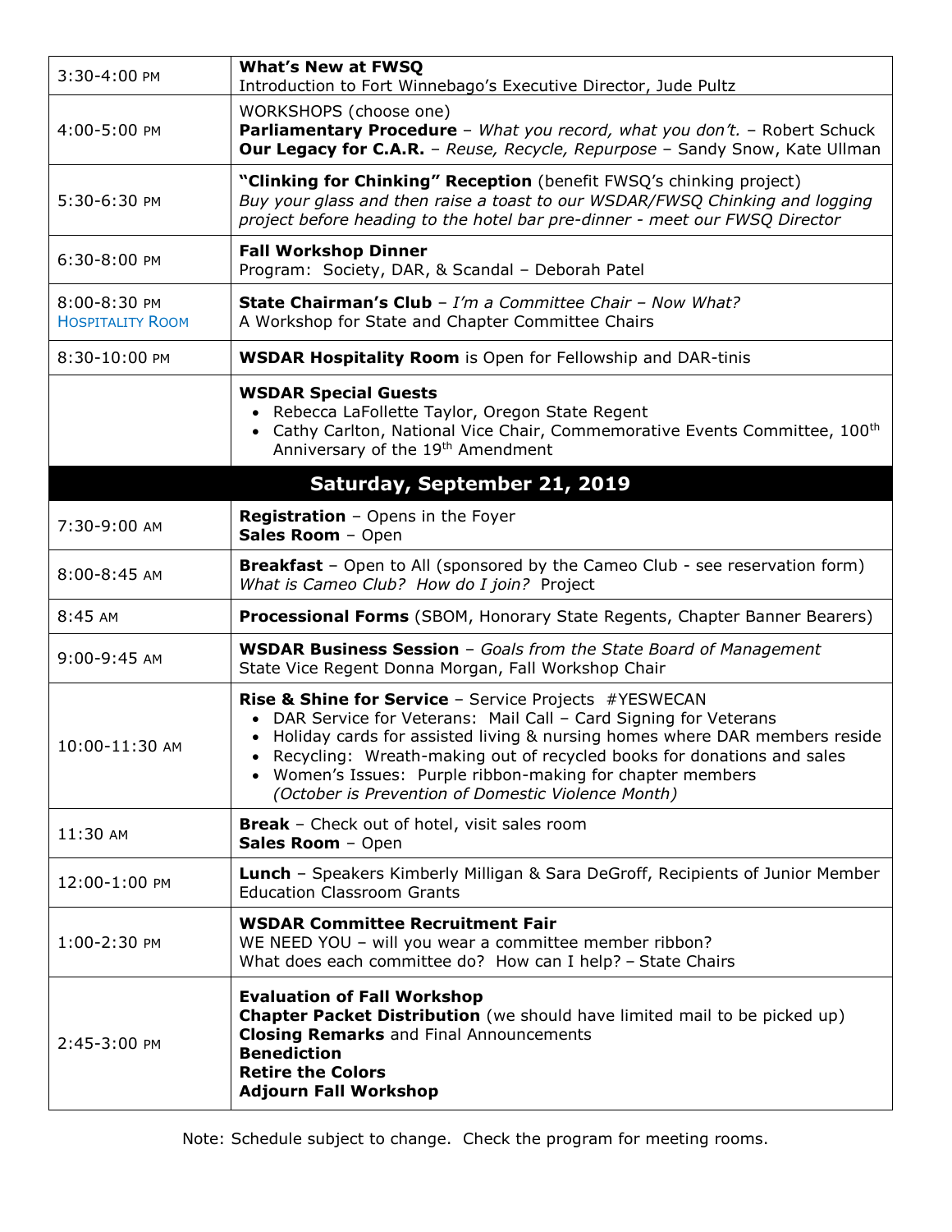| | |
|---|---|
| 3:30-4:00 PM | **What's New at FWSQ**<br>Introduction to Fort Winnebago's Executive Director, Jude Pultz |
| 4:00-5:00 PM | WORKSHOPS (choose one)<br>**Parliamentary Procedure** – *What you record, what you don't.* – Robert Schuck<br>**Our Legacy for C.A.R.** – *Reuse, Recycle, Repurpose* – Sandy Snow, Kate Ullman |
| 5:30-6:30 PM | **"Clinking for Chinking" Reception** (benefit FWSQ's chinking project)<br>*Buy your glass and then raise a toast to our WSDAR/FWSQ Chinking and logging project before heading to the hotel bar pre-dinner - meet our FWSQ Director* |
| 6:30-8:00 PM | **Fall Workshop Dinner**<br>Program: Society, DAR, & Scandal – Deborah Patel |
| 8:00-8:30 PM<br>HOSPITALITY ROOM | **State Chairman's Club** – *I'm a Committee Chair – Now What?*<br>A Workshop for State and Chapter Committee Chairs |
| 8:30-10:00 PM | **WSDAR Hospitality Room** is Open for Fellowship and DAR-tinis |
| | **WSDAR Special Guests**<br>• Rebecca LaFollette Taylor, Oregon State Regent<br>• Cathy Carlton, National Vice Chair, Commemorative Events Committee, 100th Anniversary of the 19th Amendment |
| **Saturday, September 21, 2019** | |
| 7:30-9:00 AM | **Registration** – Opens in the Foyer<br>**Sales Room** – Open |
| 8:00-8:45 AM | **Breakfast** – Open to All (sponsored by the Cameo Club - see reservation form)<br>*What is Cameo Club? How do I join?* Project |
| 8:45 AM | **Processional Forms** (SBOM, Honorary State Regents, Chapter Banner Bearers) |
| 9:00-9:45 AM | **WSDAR Business Session** – *Goals from the State Board of Management*<br>State Vice Regent Donna Morgan, Fall Workshop Chair |
| 10:00-11:30 AM | **Rise & Shine for Service** – Service Projects #YESWECAN<br>• DAR Service for Veterans: Mail Call – Card Signing for Veterans<br>• Holiday cards for assisted living & nursing homes where DAR members reside<br>• Recycling: Wreath-making out of recycled books for donations and sales<br>• Women's Issues: Purple ribbon-making for chapter members *(October is Prevention of Domestic Violence Month)* |
| 11:30 AM | **Break** – Check out of hotel, visit sales room<br>**Sales Room** – Open |
| 12:00-1:00 PM | **Lunch** – Speakers Kimberly Milligan & Sara DeGroff, Recipients of Junior Member Education Classroom Grants |
| 1:00-2:30 PM | **WSDAR Committee Recruitment Fair**<br>WE NEED YOU – will you wear a committee member ribbon?<br>What does each committee do? How can I help? – State Chairs |
| 2:45-3:00 PM | **Evaluation of Fall Workshop**<br>**Chapter Packet Distribution** (we should have limited mail to be picked up)<br>**Closing Remarks** and Final Announcements<br>**Benediction**<br>**Retire the Colors**<br>**Adjourn Fall Workshop** |

Note: Schedule subject to change. Check the program for meeting rooms.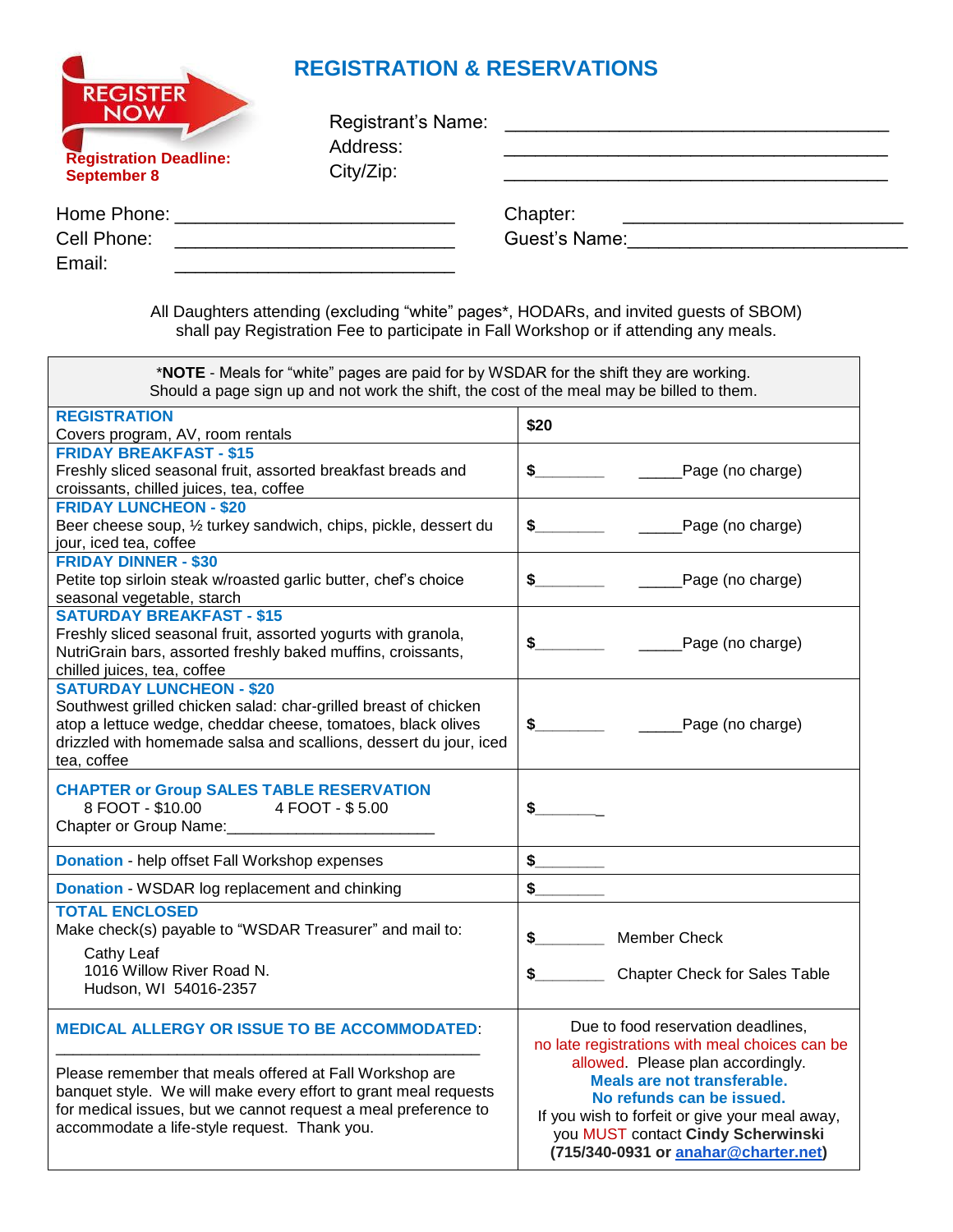**REGISTER NOW**

**Registration Deadline: September 8**

## REGISTRATION & RESERVATIONS

Registrant's Name: ______________________________________

Address: ______________________________________

City/Zip: ______________________________________

Home Phone: ___________________________

Cell Phone: ___________________________

Email: ___________________________

Chapter: ___________________________

Guest's Name: ___________________________

All Daughters attending (excluding "white" pages*, HODARs, and invited guests of SBOM) shall pay Registration Fee to participate in Fall Workshop or if attending any meals.

| *NOTE - Meals for "white" pages are paid for by WSDAR for the shift they are working. Should a page sign up and not work the shift, the cost of the meal may be billed to them. | |
|---|---|
| **REGISTRATION**<br>Covers program, AV, room rentals | **$20** |
| **FRIDAY BREAKFAST - $15**<br>Freshly sliced seasonal fruit, assorted breakfast breads and croissants, chilled juices, tea, coffee | **$**________ _____Page (no charge) |
| **FRIDAY LUNCHEON - $20**<br>Beer cheese soup, ½ turkey sandwich, chips, pickle, dessert du jour, iced tea, coffee | **$**________ _____Page (no charge) |
| **FRIDAY DINNER - $30**<br>Petite top sirloin steak w/roasted garlic butter, chef's choice seasonal vegetable, starch | **$**________ _____Page (no charge) |
| **SATURDAY BREAKFAST - $15**<br>Freshly sliced seasonal fruit, assorted yogurts with granola, NutriGrain bars, assorted freshly baked muffins, croissants, chilled juices, tea, coffee | **$**________ _____Page (no charge) |
| **SATURDAY LUNCHEON - $20**<br>Southwest grilled chicken salad: char-grilled breast of chicken atop a lettuce wedge, cheddar cheese, tomatoes, black olives drizzled with homemade salsa and scallions, dessert du jour, iced tea, coffee | **$**________ _____Page (no charge) |
| **CHAPTER or Group SALES TABLE RESERVATION**<br>8 FOOT - $10.00 4 FOOT - $ 5.00<br>Chapter or Group Name:________________________ | **$**________ |
| **Donation** - help offset Fall Workshop expenses | **$**________ |
| **Donation** - WSDAR log replacement and chinking | **$**________ |
| **TOTAL ENCLOSED**<br>Make check(s) payable to "WSDAR Treasurer" and mail to:<br>Cathy Leaf<br>1016 Willow River Road N.<br>Hudson, WI 54016-2357 | **$**________ Member Check<br>**$**________ Chapter Check for Sales Table |
| **MEDICAL ALLERGY OR ISSUE TO BE ACCOMMODATED**:<br>_______________________________________________<br>Please remember that meals offered at Fall Workshop are banquet style. We will make every effort to grant meal requests for medical issues, but we cannot request a meal preference to accommodate a life-style request. Thank you. | Due to food reservation deadlines, no late registrations with meal choices can be allowed. Please plan accordingly.<br>**Meals are not transferable.**<br>**No refunds can be issued.**<br>If you wish to forfeit or give your meal away, you MUST contact **Cindy Scherwinski (715/340-0931 or anahar@charter.net)** |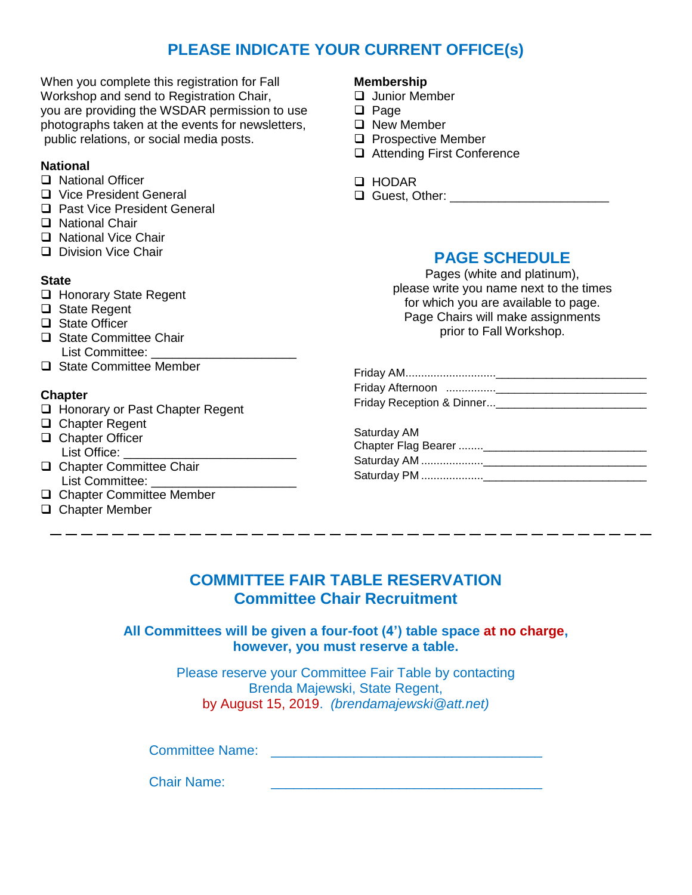## PLEASE INDICATE YOUR CURRENT OFFICE(s)

When you complete this registration for Fall Workshop and send to Registration Chair, you are providing the WSDAR permission to use photographs taken at the events for newsletters, public relations, or social media posts.

**National**

- ❑ National Officer
- ❑ Vice President General
- ❑ Past Vice President General
- ❑ National Chair
- ❑ National Vice Chair
- ❑ Division Vice Chair

**State**

- ❑ Honorary State Regent
- ❑ State Regent
- ❑ State Officer
- ❑ State Committee Chair
  List Committee: ____________________
- ❑ State Committee Member

**Chapter**

- ❑ Honorary or Past Chapter Regent
- ❑ Chapter Regent
- ❑ Chapter Officer
  List Office: ________________________
- ❑ Chapter Committee Chair
  List Committee: ____________________
- ❑ Chapter Committee Member
- ❑ Chapter Member

**Membership**

- ❑ Junior Member
- ❑ Page
- ❑ New Member
- ❑ Prospective Member
- ❑ Attending First Conference

- ❑ HODAR
- ❑ Guest, Other: ______________________

## PAGE SCHEDULE

Pages (white and platinum), please write you name next to the times for which you are available to page. Page Chairs will make assignments prior to Fall Workshop.

Friday AM............................________________________

Friday Afternoon ...............________________________

Friday Reception & Dinner...________________________

Saturday AM
Chapter Flag Bearer ........__________________________

Saturday AM ...................__________________________

Saturday PM ...................__________________________

---

## COMMITTEE FAIR TABLE RESERVATION
## Committee Chair Recruitment

**All Committees will be given a four-foot (4') table space at no charge, however, you must reserve a table.**

Please reserve your Committee Fair Table by contacting Brenda Majewski, State Regent, by August 15, 2019. *(brendamajewski@att.net)*

Committee Name: ____________________________________

Chair Name: ____________________________________